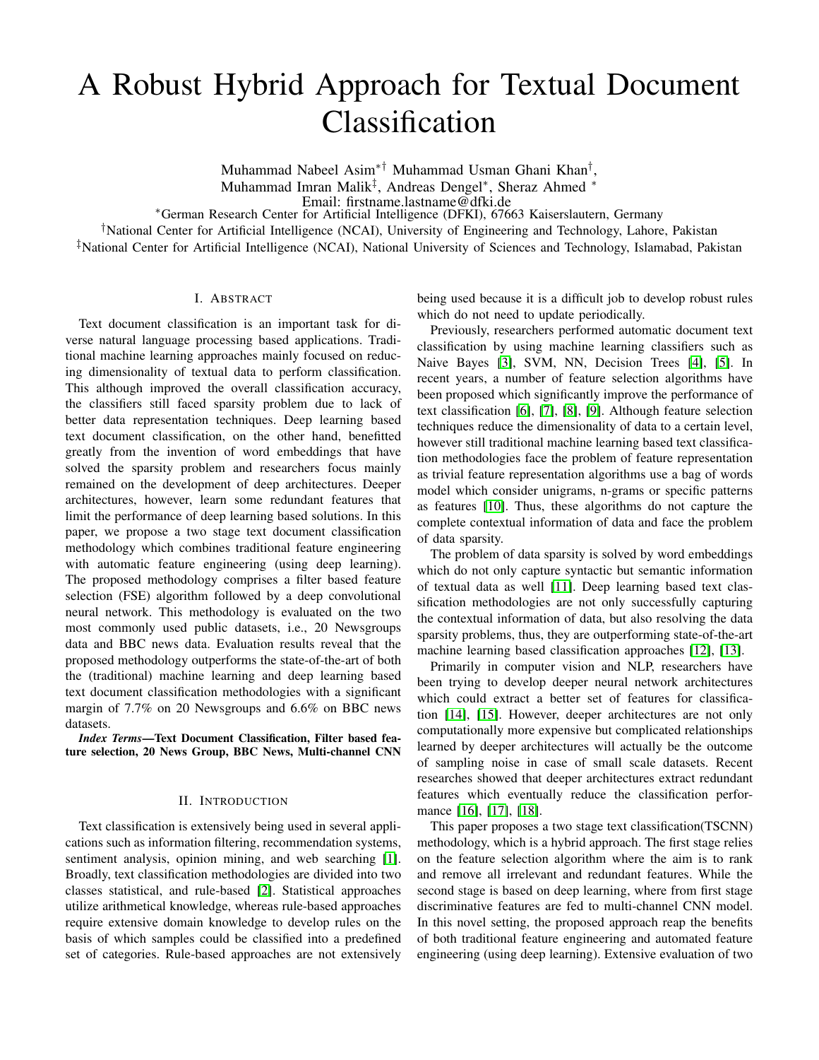# A Robust Hybrid Approach for Textual Document Classification

Muhammad Nabeel Asim[*†] Muhammad Usman Ghani Khan[†],
Muhammad Imran Malik[‡], Andreas Dengel[*], Sheraz Ahmed [*]
Email: firstname.lastname@dfki.de
[*]German Research Center for Artificial Intelligence (DFKI), 67663 Kaiserslautern, Germany
[†]National Center for Artificial Intelligence (NCAI), University of Engineering and Technology, Lahore, Pakistan
[‡]National Center for Artificial Intelligence (NCAI), National University of Sciences and Technology, Islamabad, Pakistan

## I. Abstract

Text document classification is an important task for diverse natural language processing based applications. Traditional machine learning approaches mainly focused on reducing dimensionality of textual data to perform classification. This although improved the overall classification accuracy, the classifiers still faced sparsity problem due to lack of better data representation techniques. Deep learning based text document classification, on the other hand, benefitted greatly from the invention of word embeddings that have solved the sparsity problem and researchers focus mainly remained on the development of deep architectures. Deeper architectures, however, learn some redundant features that limit the performance of deep learning based solutions. In this paper, we propose a two stage text document classification methodology which combines traditional feature engineering with automatic feature engineering (using deep learning). The proposed methodology comprises a filter based feature selection (FSE) algorithm followed by a deep convolutional neural network. This methodology is evaluated on the two most commonly used public datasets, i.e., 20 Newsgroups data and BBC news data. Evaluation results reveal that the proposed methodology outperforms the state-of-the-art of both the (traditional) machine learning and deep learning based text document classification methodologies with a significant margin of 7.7% on 20 Newsgroups and 6.6% on BBC news datasets.

***Index Terms*—Text Document Classification, Filter based feature selection, 20 News Group, BBC News, Multi-channel CNN**

## II. Introduction

Text classification is extensively being used in several applications such as information filtering, recommendation systems, sentiment analysis, opinion mining, and web searching [1]. Broadly, text classification methodologies are divided into two classes statistical, and rule-based [2]. Statistical approaches utilize arithmetical knowledge, whereas rule-based approaches require extensive domain knowledge to develop rules on the basis of which samples could be classified into a predefined set of categories. Rule-based approaches are not extensively being used because it is a difficult job to develop robust rules which do not need to update periodically.

Previously, researchers performed automatic document text classification by using machine learning classifiers such as Naive Bayes [3], SVM, NN, Decision Trees [4], [5]. In recent years, a number of feature selection algorithms have been proposed which significantly improve the performance of text classification [6], [7], [8], [9]. Although feature selection techniques reduce the dimensionality of data to a certain level, however still traditional machine learning based text classification methodologies face the problem of feature representation as trivial feature representation algorithms use a bag of words model which consider unigrams, n-grams or specific patterns as features [10]. Thus, these algorithms do not capture the complete contextual information of data and face the problem of data sparsity.

The problem of data sparsity is solved by word embeddings which do not only capture syntactic but semantic information of textual data as well [11]. Deep learning based text classification methodologies are not only successfully capturing the contextual information of data, but also resolving the data sparsity problems, thus, they are outperforming state-of-the-art machine learning based classification approaches [12], [13].

Primarily in computer vision and NLP, researchers have been trying to develop deeper neural network architectures which could extract a better set of features for classification [14], [15]. However, deeper architectures are not only computationally more expensive but complicated relationships learned by deeper architectures will actually be the outcome of sampling noise in case of small scale datasets. Recent researches showed that deeper architectures extract redundant features which eventually reduce the classification performance [16], [17], [18].

This paper proposes a two stage text classification(TSCNN) methodology, which is a hybrid approach. The first stage relies on the feature selection algorithm where the aim is to rank and remove all irrelevant and redundant features. While the second stage is based on deep learning, where from first stage discriminative features are fed to multi-channel CNN model. In this novel setting, the proposed approach reap the benefits of both traditional feature engineering and automated feature engineering (using deep learning). Extensive evaluation of two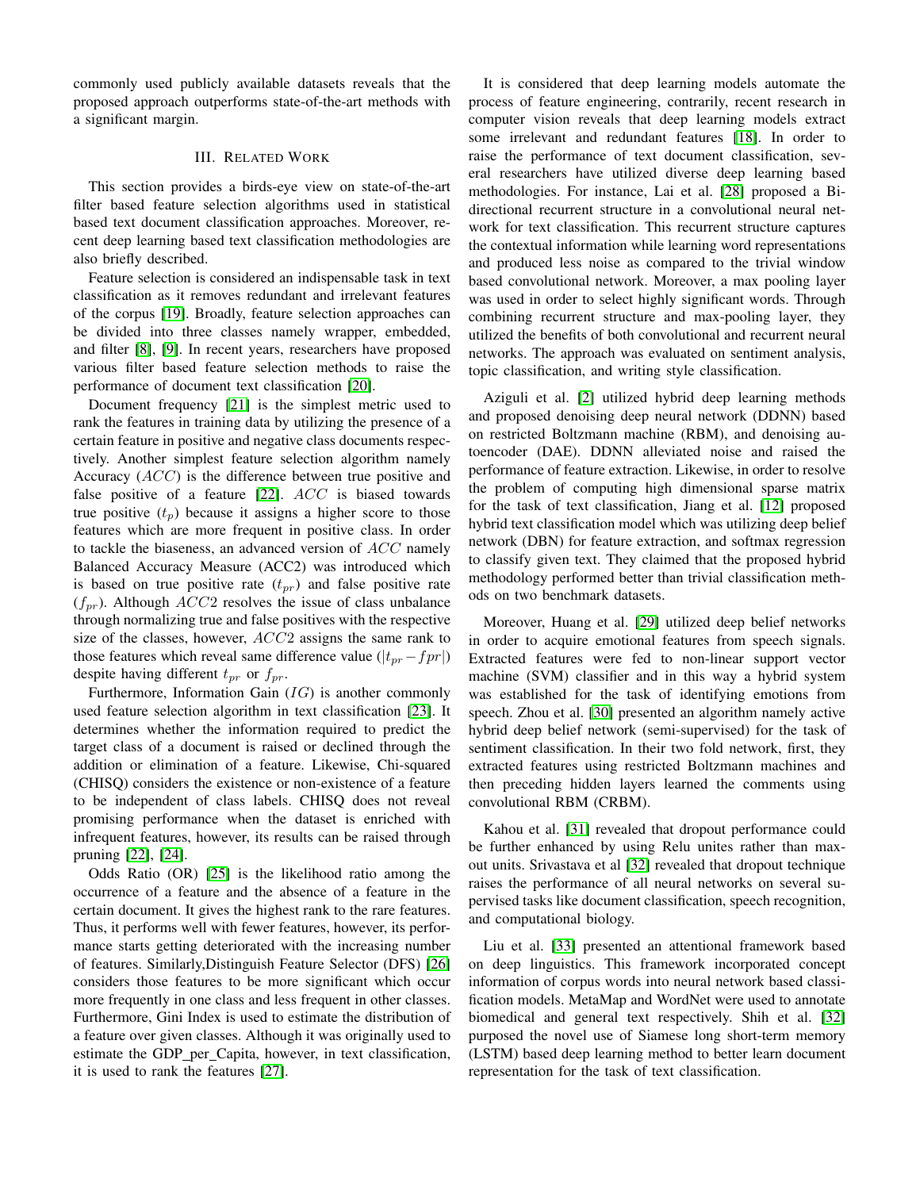commonly used publicly available datasets reveals that the proposed approach outperforms state-of-the-art methods with a significant margin.

## III. Related Work

This section provides a birds-eye view on state-of-the-art filter based feature selection algorithms used in statistical based text document classification approaches. Moreover, recent deep learning based text classification methodologies are also briefly described.

Feature selection is considered an indispensable task in text classification as it removes redundant and irrelevant features of the corpus [19]. Broadly, feature selection approaches can be divided into three classes namely wrapper, embedded, and filter [8], [9]. In recent years, researchers have proposed various filter based feature selection methods to raise the performance of document text classification [20].

Document frequency [21] is the simplest metric used to rank the features in training data by utilizing the presence of a certain feature in positive and negative class documents respectively. Another simplest feature selection algorithm namely Accuracy ($ACC$) is the difference between true positive and false positive of a feature [22]. $ACC$ is biased towards true positive ($t_p$) because it assigns a higher score to those features which are more frequent in positive class. In order to tackle the biaseness, an advanced version of $ACC$ namely Balanced Accuracy Measure (ACC2) was introduced which is based on true positive rate ($t_{pr}$) and false positive rate ($f_{pr}$). Although $ACC2$ resolves the issue of class unbalance through normalizing true and false positives with the respective size of the classes, however, $ACC2$ assigns the same rank to those features which reveal same difference value ($|t_{pr} - fpr|$) despite having different $t_{pr}$ or $f_{pr}$.

Furthermore, Information Gain ($IG$) is another commonly used feature selection algorithm in text classification [23]. It determines whether the information required to predict the target class of a document is raised or declined through the addition or elimination of a feature. Likewise, Chi-squared (CHISQ) considers the existence or non-existence of a feature to be independent of class labels. CHISQ does not reveal promising performance when the dataset is enriched with infrequent features, however, its results can be raised through pruning [22], [24].

Odds Ratio (OR) [25] is the likelihood ratio among the occurrence of a feature and the absence of a feature in the certain document. It gives the highest rank to the rare features. Thus, it performs well with fewer features, however, its performance starts getting deteriorated with the increasing number of features. Similarly,Distinguish Feature Selector (DFS) [26] considers those features to be more significant which occur more frequently in one class and less frequent in other classes. Furthermore, Gini Index is used to estimate the distribution of a feature over given classes. Although it was originally used to estimate the GDP_per_Capita, however, in text classification, it is used to rank the features [27].

It is considered that deep learning models automate the process of feature engineering, contrarily, recent research in computer vision reveals that deep learning models extract some irrelevant and redundant features [18]. In order to raise the performance of text document classification, several researchers have utilized diverse deep learning based methodologies. For instance, Lai et al. [28] proposed a Bi-directional recurrent structure in a convolutional neural network for text classification. This recurrent structure captures the contextual information while learning word representations and produced less noise as compared to the trivial window based convolutional network. Moreover, a max pooling layer was used in order to select highly significant words. Through combining recurrent structure and max-pooling layer, they utilized the benefits of both convolutional and recurrent neural networks. The approach was evaluated on sentiment analysis, topic classification, and writing style classification.

Aziguli et al. [2] utilized hybrid deep learning methods and proposed denoising deep neural network (DDNN) based on restricted Boltzmann machine (RBM), and denoising autoencoder (DAE). DDNN alleviated noise and raised the performance of feature extraction. Likewise, in order to resolve the problem of computing high dimensional sparse matrix for the task of text classification, Jiang et al. [12] proposed hybrid text classification model which was utilizing deep belief network (DBN) for feature extraction, and softmax regression to classify given text. They claimed that the proposed hybrid methodology performed better than trivial classification methods on two benchmark datasets.

Moreover, Huang et al. [29] utilized deep belief networks in order to acquire emotional features from speech signals. Extracted features were fed to non-linear support vector machine (SVM) classifier and in this way a hybrid system was established for the task of identifying emotions from speech. Zhou et al. [30] presented an algorithm namely active hybrid deep belief network (semi-supervised) for the task of sentiment classification. In their two fold network, first, they extracted features using restricted Boltzmann machines and then preceding hidden layers learned the comments using convolutional RBM (CRBM).

Kahou et al. [31] revealed that dropout performance could be further enhanced by using Relu unites rather than maxout units. Srivastava et al [32] revealed that dropout technique raises the performance of all neural networks on several supervised tasks like document classification, speech recognition, and computational biology.

Liu et al. [33] presented an attentional framework based on deep linguistics. This framework incorporated concept information of corpus words into neural network based classification models. MetaMap and WordNet were used to annotate biomedical and general text respectively. Shih et al. [32] purposed the novel use of Siamese long short-term memory (LSTM) based deep learning method to better learn document representation for the task of text classification.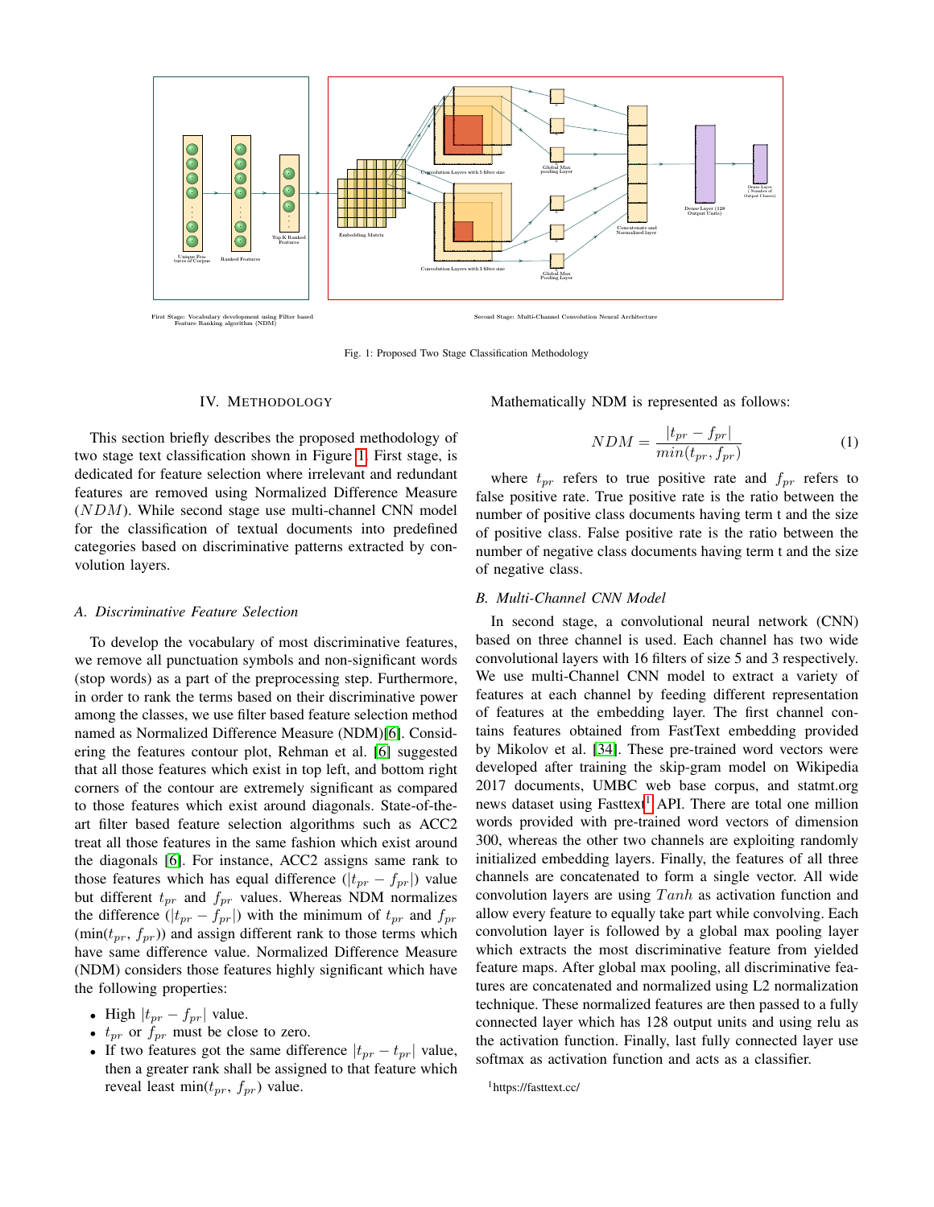Unique Features of Corpus

Ranked Features

Top K Ranked Features

Embedding Matrix

Convolution Layers with 5 filter size

Convolution Layers with 3 filter size

Global Max pooling Layer

Global Max Pooling Layer

Concatenate and Normalized layer

Dense Layer (128 Output Units)

Dense Layer ( Number of Output Classes)

First Stage: Vocabulary development using Filter based Feature Ranking algorithm (NDM)

Second Stage: Multi-Channel Convolution Neural Architecture

Fig. 1: Proposed Two Stage Classification Methodology

## IV. METHODOLOGY

This section briefly describes the proposed methodology of two stage text classification shown in Figure 1. First stage, is dedicated for feature selection where irrelevant and redundant features are removed using Normalized Difference Measure ($NDM$). While second stage use multi-channel CNN model for the classification of textual documents into predefined categories based on discriminative patterns extracted by convolution layers.

### A. Discriminative Feature Selection

To develop the vocabulary of most discriminative features, we remove all punctuation symbols and non-significant words (stop words) as a part of the preprocessing step. Furthermore, in order to rank the terms based on their discriminative power among the classes, we use filter based feature selection method named as Normalized Difference Measure (NDM)[6]. Considering the features contour plot, Rehman et al. [6] suggested that all those features which exist in top left, and bottom right corners of the contour are extremely significant as compared to those features which exist around diagonals. State-of-the-art filter based feature selection algorithms such as ACC2 treat all those features in the same fashion which exist around the diagonals [6]. For instance, ACC2 assigns same rank to those features which has equal difference ($|t_{pr} - f_{pr}|$) value but different $t_{pr}$ and $f_{pr}$ values. Whereas NDM normalizes the difference ($|t_{pr} - f_{pr}|$) with the minimum of $t_{pr}$ and $f_{pr}$ (min($t_{pr}$, $f_{pr}$)) and assign different rank to those terms which have same difference value. Normalized Difference Measure (NDM) considers those features highly significant which have the following properties:

- High $|t_{pr} - f_{pr}|$ value.
- $t_{pr}$ or $f_{pr}$ must be close to zero.
- If two features got the same difference $|t_{pr} - t_{pr}|$ value, then a greater rank shall be assigned to that feature which reveal least min($t_{pr}$, $f_{pr}$) value.

Mathematically NDM is represented as follows:

$$NDM = \frac{|t_{pr} - f_{pr}|}{min(t_{pr}, f_{pr})} \tag{1}$$

where $t_{pr}$ refers to true positive rate and $f_{pr}$ refers to false positive rate. True positive rate is the ratio between the number of positive class documents having term t and the size of positive class. False positive rate is the ratio between the number of negative class documents having term t and the size of negative class.

### B. Multi-Channel CNN Model

In second stage, a convolutional neural network (CNN) based on three channel is used. Each channel has two wide convolutional layers with 16 filters of size 5 and 3 respectively. We use multi-Channel CNN model to extract a variety of features at each channel by feeding different representation of features at the embedding layer. The first channel contains features obtained from FastText embedding provided by Mikolov et al. [34]. These pre-trained word vectors were developed after training the skip-gram model on Wikipedia 2017 documents, UMBC web base corpus, and statmt.org news dataset using Fasttext[1] API. There are total one million words provided with pre-trained word vectors of dimension 300, whereas the other two channels are exploiting randomly initialized embedding layers. Finally, the features of all three channels are concatenated to form a single vector. All wide convolution layers are using $Tanh$ as activation function and allow every feature to equally take part while convolving. Each convolution layer is followed by a global max pooling layer which extracts the most discriminative feature from yielded feature maps. After global max pooling, all discriminative features are concatenated and normalized using L2 normalization technique. These normalized features are then passed to a fully connected layer which has 128 output units and using relu as the activation function. Finally, last fully connected layer use softmax as activation function and acts as a classifier.

[1]https://fasttext.cc/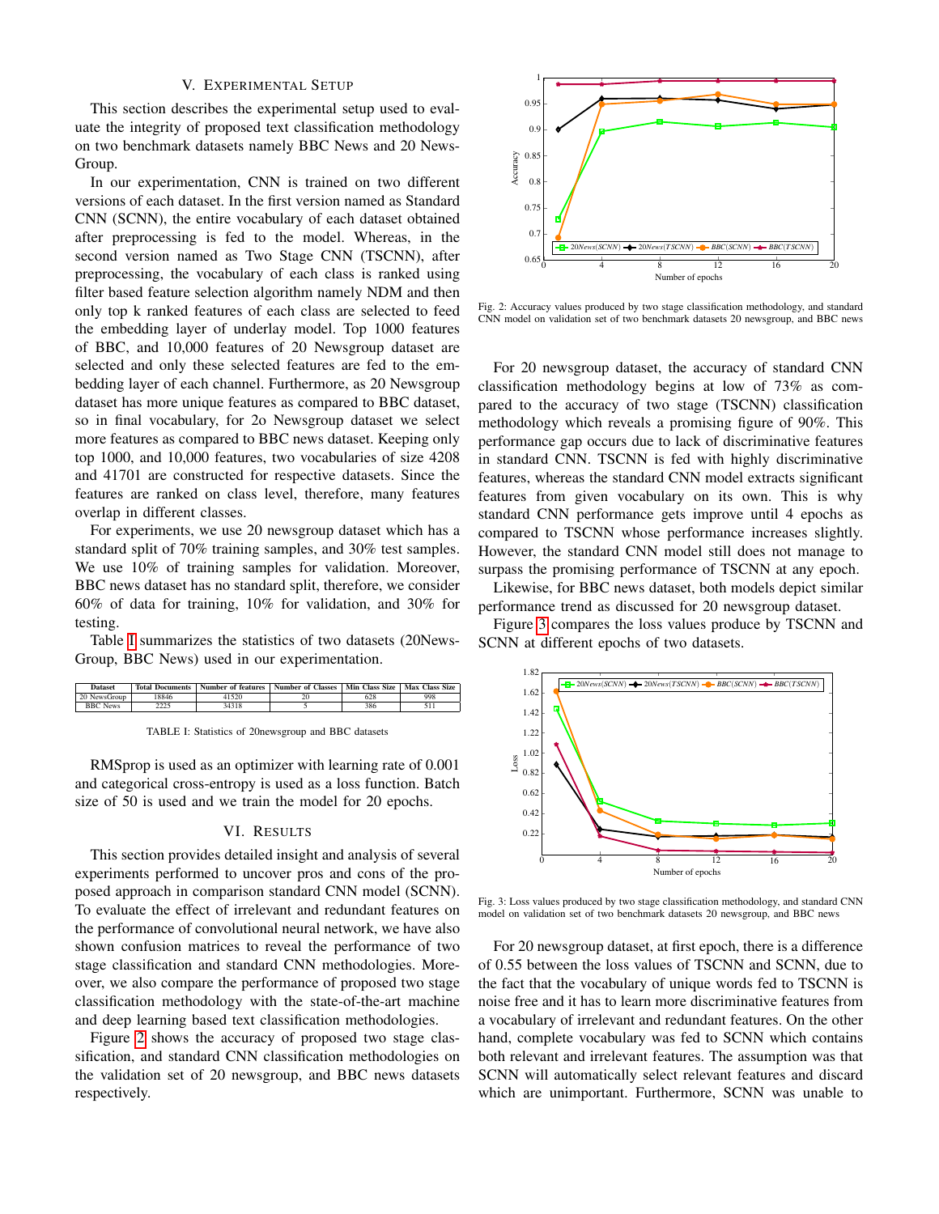## V. Experimental Setup

This section describes the experimental setup used to evaluate the integrity of proposed text classification methodology on two benchmark datasets namely BBC News and 20 NewsGroup.

In our experimentation, CNN is trained on two different versions of each dataset. In the first version named as Standard CNN (SCNN), the entire vocabulary of each dataset obtained after preprocessing is fed to the model. Whereas, in the second version named as Two Stage CNN (TSCNN), after preprocessing, the vocabulary of each class is ranked using filter based feature selection algorithm namely NDM and then only top k ranked features of each class are selected to feed the embedding layer of underlay model. Top 1000 features of BBC, and 10,000 features of 20 Newsgroup dataset are selected and only these selected features are fed to the embedding layer of each channel. Furthermore, as 20 Newsgroup dataset has more unique features as compared to BBC dataset, so in final vocabulary, for 2o Newsgroup dataset we select more features as compared to BBC news dataset. Keeping only top 1000, and 10,000 features, two vocabularies of size 4208 and 41701 are constructed for respective datasets. Since the features are ranked on class level, therefore, many features overlap in different classes.

For experiments, we use 20 newsgroup dataset which has a standard split of 70% training samples, and 30% test samples. We use 10% of training samples for validation. Moreover, BBC news dataset has no standard split, therefore, we consider 60% of data for training, 10% for validation, and 30% for testing.

Table I summarizes the statistics of two datasets (20NewsGroup, BBC News) used in our experimentation.

| Dataset | Total Documents | Number of features | Number of Classes | Min Class Size | Max Class Size |
|---|---|---|---|---|---|
| 20 NewsGroup | 18846 | 41520 | 20 | 628 | 998 |
| BBC News | 2225 | 34318 | 5 | 386 | 511 |

TABLE I: Statistics of 20newsgroup and BBC datasets

RMSprop is used as an optimizer with learning rate of 0.001 and categorical cross-entropy is used as a loss function. Batch size of 50 is used and we train the model for 20 epochs.

## VI. Results

This section provides detailed insight and analysis of several experiments performed to uncover pros and cons of the proposed approach in comparison standard CNN model (SCNN). To evaluate the effect of irrelevant and redundant features on the performance of convolutional neural network, we have also shown confusion matrices to reveal the performance of two stage classification and standard CNN methodologies. Moreover, we also compare the performance of proposed two stage classification methodology with the state-of-the-art machine and deep learning based text classification methodologies.

Figure 2 shows the accuracy of proposed two stage classification, and standard CNN classification methodologies on the validation set of 20 newsgroup, and BBC news datasets respectively.

Accuracy
Number of epochs
0.65 0.7 0.75 0.8 0.85 0.9 0.95 1
0 4 8 12 16 20
20News(SCNN) 20News(TSCNN) BBC(SCNN) BBC(TSCNN)

Fig. 2: Accuracy values produced by two stage classification methodology, and standard CNN model on validation set of two benchmark datasets 20 newsgroup, and BBC news

For 20 newsgroup dataset, the accuracy of standard CNN classification methodology begins at low of 73% as compared to the accuracy of two stage (TSCNN) classification methodology which reveals a promising figure of 90%. This performance gap occurs due to lack of discriminative features in standard CNN. TSCNN is fed with highly discriminative features, whereas the standard CNN model extracts significant features from given vocabulary on its own. This is why standard CNN performance gets improve until 4 epochs as compared to TSCNN whose performance increases slightly. However, the standard CNN model still does not manage to surpass the promising performance of TSCNN at any epoch.

Likewise, for BBC news dataset, both models depict similar performance trend as discussed for 20 newsgroup dataset.

Figure 3 compares the loss values produce by TSCNN and SCNN at different epochs of two datasets.

Loss
Number of epochs
0.22 0.42 0.62 0.82 1.02 1.22 1.42 1.62 1.82
0 4 8 12 16 20
20News(SCNN) 20News(TSCNN) BBC(SCNN) BBC(TSCNN)

Fig. 3: Loss values produced by two stage classification methodology, and standard CNN model on validation set of two benchmark datasets 20 newsgroup, and BBC news

For 20 newsgroup dataset, at first epoch, there is a difference of 0.55 between the loss values of TSCNN and SCNN, due to the fact that the vocabulary of unique words fed to TSCNN is noise free and it has to learn more discriminative features from a vocabulary of irrelevant and redundant features. On the other hand, complete vocabulary was fed to SCNN which contains both relevant and irrelevant features. The assumption was that SCNN will automatically select relevant features and discard which are unimportant. Furthermore, SCNN was unable to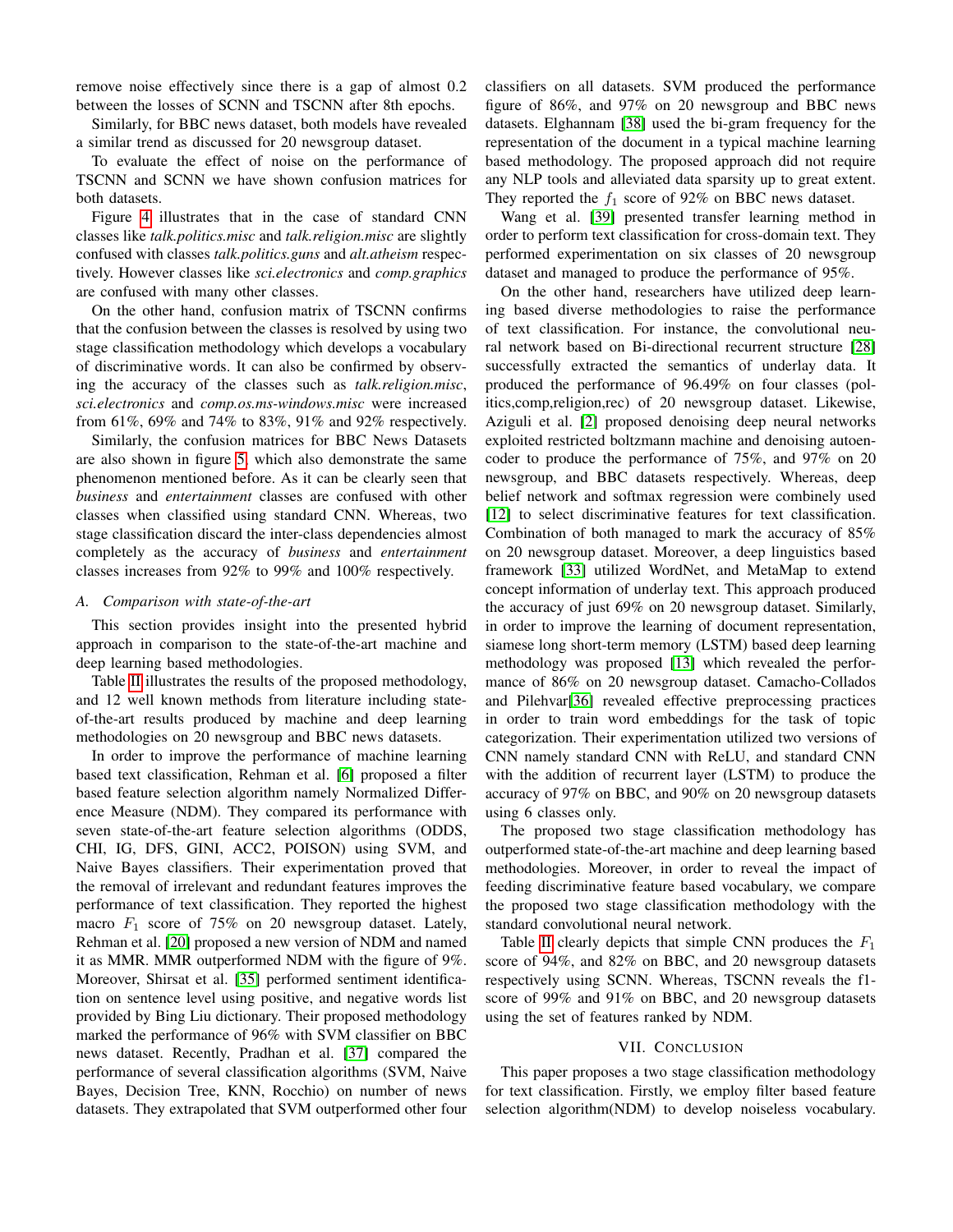remove noise effectively since there is a gap of almost 0.2 between the losses of SCNN and TSCNN after 8th epochs.

Similarly, for BBC news dataset, both models have revealed a similar trend as discussed for 20 newsgroup dataset.

To evaluate the effect of noise on the performance of TSCNN and SCNN we have shown confusion matrices for both datasets.

Figure 4 illustrates that in the case of standard CNN classes like *talk.politics.misc* and *talk.religion.misc* are slightly confused with classes *talk.politics.guns* and *alt.atheism* respectively. However classes like *sci.electronics* and *comp.graphics* are confused with many other classes.

On the other hand, confusion matrix of TSCNN confirms that the confusion between the classes is resolved by using two stage classification methodology which develops a vocabulary of discriminative words. It can also be confirmed by observing the accuracy of the classes such as *talk.religion.misc*, *sci.electronics* and *comp.os.ms-windows.misc* were increased from 61%, 69% and 74% to 83%, 91% and 92% respectively.

Similarly, the confusion matrices for BBC News Datasets are also shown in figure 5, which also demonstrate the same phenomenon mentioned before. As it can be clearly seen that *business* and *entertainment* classes are confused with other classes when classified using standard CNN. Whereas, two stage classification discard the inter-class dependencies almost completely as the accuracy of *business* and *entertainment* classes increases from 92% to 99% and 100% respectively.

### A. Comparison with state-of-the-art

This section provides insight into the presented hybrid approach in comparison to the state-of-the-art machine and deep learning based methodologies.

Table II illustrates the results of the proposed methodology, and 12 well known methods from literature including state-of-the-art results produced by machine and deep learning methodologies on 20 newsgroup and BBC news datasets.

In order to improve the performance of machine learning based text classification, Rehman et al. [6] proposed a filter based feature selection algorithm namely Normalized Difference Measure (NDM). They compared its performance with seven state-of-the-art feature selection algorithms (ODDS, CHI, IG, DFS, GINI, ACC2, POISON) using SVM, and Naive Bayes classifiers. Their experimentation proved that the removal of irrelevant and redundant features improves the performance of text classification. They reported the highest macro $F_1$ score of 75% on 20 newsgroup dataset. Lately, Rehman et al. [20] proposed a new version of NDM and named it as MMR. MMR outperformed NDM with the figure of 9%. Moreover, Shirsat et al. [35] performed sentiment identification on sentence level using positive, and negative words list provided by Bing Liu dictionary. Their proposed methodology marked the performance of 96% with SVM classifier on BBC news dataset. Recently, Pradhan et al. [37] compared the performance of several classification algorithms (SVM, Naive Bayes, Decision Tree, KNN, Rocchio) on number of news datasets. They extrapolated that SVM outperformed other four classifiers on all datasets. SVM produced the performance figure of 86%, and 97% on 20 newsgroup and BBC news datasets. Elghannam [38] used the bi-gram frequency for the representation of the document in a typical machine learning based methodology. The proposed approach did not require any NLP tools and alleviated data sparsity up to great extent. They reported the $f_1$ score of 92% on BBC news dataset.

Wang et al. [39] presented transfer learning method in order to perform text classification for cross-domain text. They performed experimentation on six classes of 20 newsgroup dataset and managed to produce the performance of 95%.

On the other hand, researchers have utilized deep learning based diverse methodologies to raise the performance of text classification. For instance, the convolutional neural network based on Bi-directional recurrent structure [28] successfully extracted the semantics of underlay data. It produced the performance of 96.49% on four classes (politics,comp,religion,rec) of 20 newsgroup dataset. Likewise, Aziguli et al. [2] proposed denoising deep neural networks exploited restricted boltzmann machine and denoising autoencoder to produce the performance of 75%, and 97% on 20 newsgroup, and BBC datasets respectively. Whereas, deep belief network and softmax regression were combinely used [12] to select discriminative features for text classification. Combination of both managed to mark the accuracy of 85% on 20 newsgroup dataset. Moreover, a deep linguistics based framework [33] utilized WordNet, and MetaMap to extend concept information of underlay text. This approach produced the accuracy of just 69% on 20 newsgroup dataset. Similarly, in order to improve the learning of document representation, siamese long short-term memory (LSTM) based deep learning methodology was proposed [13] which revealed the performance of 86% on 20 newsgroup dataset. Camacho-Collados and Pilehvar[36] revealed effective preprocessing practices in order to train word embeddings for the task of topic categorization. Their experimentation utilized two versions of CNN namely standard CNN with ReLU, and standard CNN with the addition of recurrent layer (LSTM) to produce the accuracy of 97% on BBC, and 90% on 20 newsgroup datasets using 6 classes only.

The proposed two stage classification methodology has outperformed state-of-the-art machine and deep learning based methodologies. Moreover, in order to reveal the impact of feeding discriminative feature based vocabulary, we compare the proposed two stage classification methodology with the standard convolutional neural network.

Table II clearly depicts that simple CNN produces the $F_1$ score of 94%, and 82% on BBC, and 20 newsgroup datasets respectively using SCNN. Whereas, TSCNN reveals the f1-score of 99% and 91% on BBC, and 20 newsgroup datasets using the set of features ranked by NDM.

## VII. Conclusion

This paper proposes a two stage classification methodology for text classification. Firstly, we employ filter based feature selection algorithm(NDM) to develop noiseless vocabulary.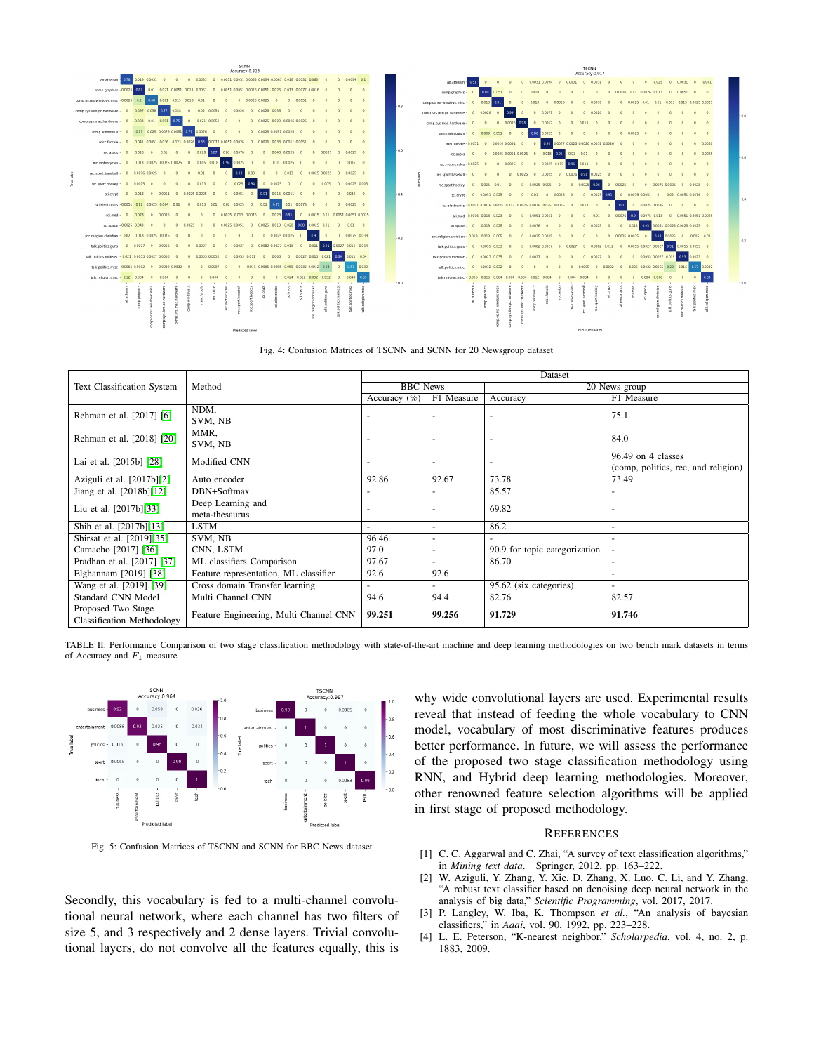Fig. 4: Confusion Matrices of TSCNN and SCNN for 20 Newsgroup dataset

| Text Classification System | Method | Dataset | | | |
|---|---|---|---|---|---|
| | | BBC News | | 20 News group | |
| | | Accuracy (%) | F1 Measure | Accuracy | F1 Measure |
| Rehman et al. [2017] [6] | NDM, SVM, NB | - | - | - | 75.1 |
| Rehman et al. [2018] [20] | MMR, SVM, NB | - | - | - | 84.0 |
| Lai et al. [2015b] [28] | Modified CNN | - | - | - | 96.49 on 4 classes (comp, politics, rec, and religion) |
| Aziguli et al. [2017b][2] | Auto encoder | 92.86 | 92.67 | 73.78 | 73.49 |
| Jiang et al. [2018b][12] | DBN+Softmax | - | - | 85.57 | - |
| Liu et al. [2017b][33] | Deep Learning and meta-thesaurus | - | - | 69.82 | - |
| Shih et al. [2017b][13] | LSTM | - | - | 86.2 | - |
| Shirsat et al. [2019][35] | SVM, NB | 96.46 | - | - | - |
| Camacho [2017] [36] | CNN, LSTM | 97.0 | - | 90.9 for topic categorization | - |
| Pradhan et al. [2017] [37] | ML classifiers Comparison | 97.67 | - | 86.70 | - |
| Elghannam [2019] [38] | Feature representation, ML classifier | 92.6 | 92.6 | | - |
| Wang et al. [2019] [39] | Cross domain Transfer learning | - | - | 95.62 (six categories) | - |
| Standard CNN Model | Multi Channel CNN | 94.6 | 94.4 | 82.76 | 82.57 |
| Proposed Two Stage Classification Methodology | Feature Engineering, Multi Channel CNN | **99.251** | **99.256** | **91.729** | **91.746** |

TABLE II: Performance Comparison of two stage classification methodology with state-of-the-art machine and deep learning methodologies on two bench mark datasets in terms of Accuracy and $F_1$ measure

Fig. 5: Confusion Matrices of TSCNN and SCNN for BBC News dataset

Secondly, this vocabulary is fed to a multi-channel convolutional neural network, where each channel has two filters of size 5, and 3 respectively and 2 dense layers. Trivial convolutional layers, do not convolve all the features equally, this is why wide convolutional layers are used. Experimental results reveal that instead of feeding the whole vocabulary to CNN model, vocabulary of most discriminative features produces better performance. In future, we will assess the performance of the proposed two stage classification methodology using RNN, and Hybrid deep learning methodologies. Moreover, other renowned feature selection algorithms will be applied in first stage of proposed methodology.

## References

[1] C. C. Aggarwal and C. Zhai, "A survey of text classification algorithms," in *Mining text data*. Springer, 2012, pp. 163–222.

[2] W. Aziguli, Y. Zhang, Y. Xie, D. Zhang, X. Luo, C. Li, and Y. Zhang, "A robust text classifier based on denoising deep neural network in the analysis of big data," *Scientific Programming*, vol. 2017, 2017.

[3] P. Langley, W. Iba, K. Thompson *et al.*, "An analysis of bayesian classifiers," in *Aaai*, vol. 90, 1992, pp. 223–228.

[4] L. E. Peterson, "K-nearest neighbor," *Scholarpedia*, vol. 4, no. 2, p. 1883, 2009.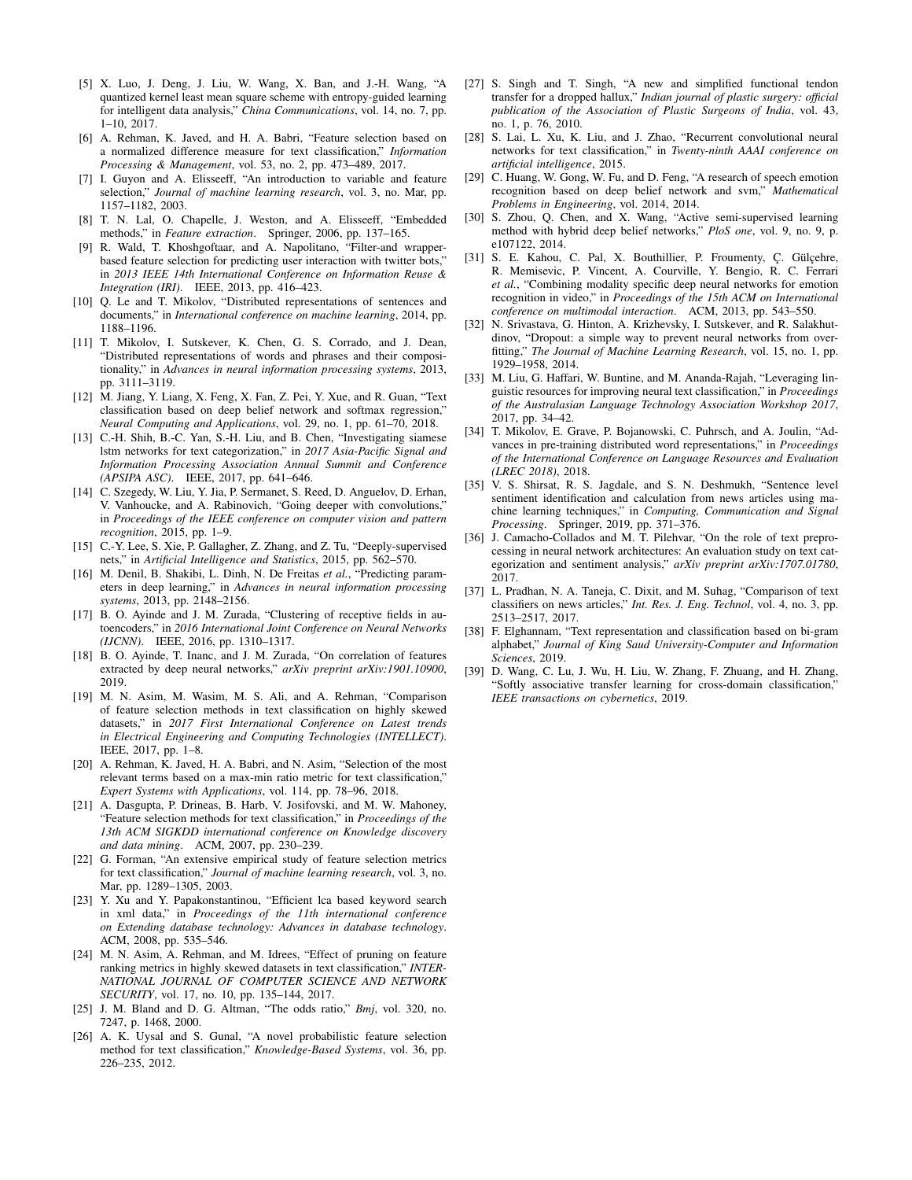[5] X. Luo, J. Deng, J. Liu, W. Wang, X. Ban, and J.-H. Wang, "A quantized kernel least mean square scheme with entropy-guided learning for intelligent data analysis," *China Communications*, vol. 14, no. 7, pp. 1–10, 2017.

[6] A. Rehman, K. Javed, and H. A. Babri, "Feature selection based on a normalized difference measure for text classification," *Information Processing & Management*, vol. 53, no. 2, pp. 473–489, 2017.

[7] I. Guyon and A. Elisseeff, "An introduction to variable and feature selection," *Journal of machine learning research*, vol. 3, no. Mar, pp. 1157–1182, 2003.

[8] T. N. Lal, O. Chapelle, J. Weston, and A. Elisseeff, "Embedded methods," in *Feature extraction*. Springer, 2006, pp. 137–165.

[9] R. Wald, T. Khoshgoftaar, and A. Napolitano, "Filter-and wrapper-based feature selection for predicting user interaction with twitter bots," in *2013 IEEE 14th International Conference on Information Reuse & Integration (IRI)*. IEEE, 2013, pp. 416–423.

[10] Q. Le and T. Mikolov, "Distributed representations of sentences and documents," in *International conference on machine learning*, 2014, pp. 1188–1196.

[11] T. Mikolov, I. Sutskever, K. Chen, G. S. Corrado, and J. Dean, "Distributed representations of words and phrases and their compositionality," in *Advances in neural information processing systems*, 2013, pp. 3111–3119.

[12] M. Jiang, Y. Liang, X. Feng, X. Fan, Z. Pei, Y. Xue, and R. Guan, "Text classification based on deep belief network and softmax regression," *Neural Computing and Applications*, vol. 29, no. 1, pp. 61–70, 2018.

[13] C.-H. Shih, B.-C. Yan, S.-H. Liu, and B. Chen, "Investigating siamese lstm networks for text categorization," in *2017 Asia-Pacific Signal and Information Processing Association Annual Summit and Conference (APSIPA ASC)*. IEEE, 2017, pp. 641–646.

[14] C. Szegedy, W. Liu, Y. Jia, P. Sermanet, S. Reed, D. Anguelov, D. Erhan, V. Vanhoucke, and A. Rabinovich, "Going deeper with convolutions," in *Proceedings of the IEEE conference on computer vision and pattern recognition*, 2015, pp. 1–9.

[15] C.-Y. Lee, S. Xie, P. Gallagher, Z. Zhang, and Z. Tu, "Deeply-supervised nets," in *Artificial Intelligence and Statistics*, 2015, pp. 562–570.

[16] M. Denil, B. Shakibi, L. Dinh, N. De Freitas *et al.*, "Predicting parameters in deep learning," in *Advances in neural information processing systems*, 2013, pp. 2148–2156.

[17] B. O. Ayinde and J. M. Zurada, "Clustering of receptive fields in autoencoders," in *2016 International Joint Conference on Neural Networks (IJCNN)*. IEEE, 2016, pp. 1310–1317.

[18] B. O. Ayinde, T. Inanc, and J. M. Zurada, "On correlation of features extracted by deep neural networks," *arXiv preprint arXiv:1901.10900*, 2019.

[19] M. N. Asim, M. Wasim, M. S. Ali, and A. Rehman, "Comparison of feature selection methods in text classification on highly skewed datasets," in *2017 First International Conference on Latest trends in Electrical Engineering and Computing Technologies (INTELLECT)*. IEEE, 2017, pp. 1–8.

[20] A. Rehman, K. Javed, H. A. Babri, and N. Asim, "Selection of the most relevant terms based on a max-min ratio metric for text classification," *Expert Systems with Applications*, vol. 114, pp. 78–96, 2018.

[21] A. Dasgupta, P. Drineas, B. Harb, V. Josifovski, and M. W. Mahoney, "Feature selection methods for text classification," in *Proceedings of the 13th ACM SIGKDD international conference on Knowledge discovery and data mining*. ACM, 2007, pp. 230–239.

[22] G. Forman, "An extensive empirical study of feature selection metrics for text classification," *Journal of machine learning research*, vol. 3, no. Mar, pp. 1289–1305, 2003.

[23] Y. Xu and Y. Papakonstantinou, "Efficient lca based keyword search in xml data," in *Proceedings of the 11th international conference on Extending database technology: Advances in database technology*. ACM, 2008, pp. 535–546.

[24] M. N. Asim, A. Rehman, and M. Idrees, "Effect of pruning on feature ranking metrics in highly skewed datasets in text classification," *INTERNATIONAL JOURNAL OF COMPUTER SCIENCE AND NETWORK SECURITY*, vol. 17, no. 10, pp. 135–144, 2017.

[25] J. M. Bland and D. G. Altman, "The odds ratio," *Bmj*, vol. 320, no. 7247, p. 1468, 2000.

[26] A. K. Uysal and S. Gunal, "A novel probabilistic feature selection method for text classification," *Knowledge-Based Systems*, vol. 36, pp. 226–235, 2012.

[27] S. Singh and T. Singh, "A new and simplified functional tendon transfer for a dropped hallux," *Indian journal of plastic surgery: official publication of the Association of Plastic Surgeons of India*, vol. 43, no. 1, p. 76, 2010.

[28] S. Lai, L. Xu, K. Liu, and J. Zhao, "Recurrent convolutional neural networks for text classification," in *Twenty-ninth AAAI conference on artificial intelligence*, 2015.

[29] C. Huang, W. Gong, W. Fu, and D. Feng, "A research of speech emotion recognition based on deep belief network and svm," *Mathematical Problems in Engineering*, vol. 2014, 2014.

[30] S. Zhou, Q. Chen, and X. Wang, "Active semi-supervised learning method with hybrid deep belief networks," *PloS one*, vol. 9, no. 9, p. e107122, 2014.

[31] S. E. Kahou, C. Pal, X. Bouthillier, P. Froumenty, Ç. Gülçehre, R. Memisevic, P. Vincent, A. Courville, Y. Bengio, R. C. Ferrari *et al.*, "Combining modality specific deep neural networks for emotion recognition in video," in *Proceedings of the 15th ACM on International conference on multimodal interaction*. ACM, 2013, pp. 543–550.

[32] N. Srivastava, G. Hinton, A. Krizhevsky, I. Sutskever, and R. Salakhutdinov, "Dropout: a simple way to prevent neural networks from overfitting," *The Journal of Machine Learning Research*, vol. 15, no. 1, pp. 1929–1958, 2014.

[33] M. Liu, G. Haffari, W. Buntine, and M. Ananda-Rajah, "Leveraging linguistic resources for improving neural text classification," in *Proceedings of the Australasian Language Technology Association Workshop 2017*, 2017, pp. 34–42.

[34] T. Mikolov, E. Grave, P. Bojanowski, C. Puhrsch, and A. Joulin, "Advances in pre-training distributed word representations," in *Proceedings of the International Conference on Language Resources and Evaluation (LREC 2018)*, 2018.

[35] V. S. Shirsat, R. S. Jagdale, and S. N. Deshmukh, "Sentence level sentiment identification and calculation from news articles using machine learning techniques," in *Computing, Communication and Signal Processing*. Springer, 2019, pp. 371–376.

[36] J. Camacho-Collados and M. T. Pilehvar, "On the role of text preprocessing in neural network architectures: An evaluation study on text categorization and sentiment analysis," *arXiv preprint arXiv:1707.01780*, 2017.

[37] L. Pradhan, N. A. Taneja, C. Dixit, and M. Suhag, "Comparison of text classifiers on news articles," *Int. Res. J. Eng. Technol*, vol. 4, no. 3, pp. 2513–2517, 2017.

[38] F. Elghannam, "Text representation and classification based on bi-gram alphabet," *Journal of King Saud University-Computer and Information Sciences*, 2019.

[39] D. Wang, C. Lu, J. Wu, H. Liu, W. Zhang, F. Zhuang, and H. Zhang, "Softly associative transfer learning for cross-domain classification," *IEEE transactions on cybernetics*, 2019.